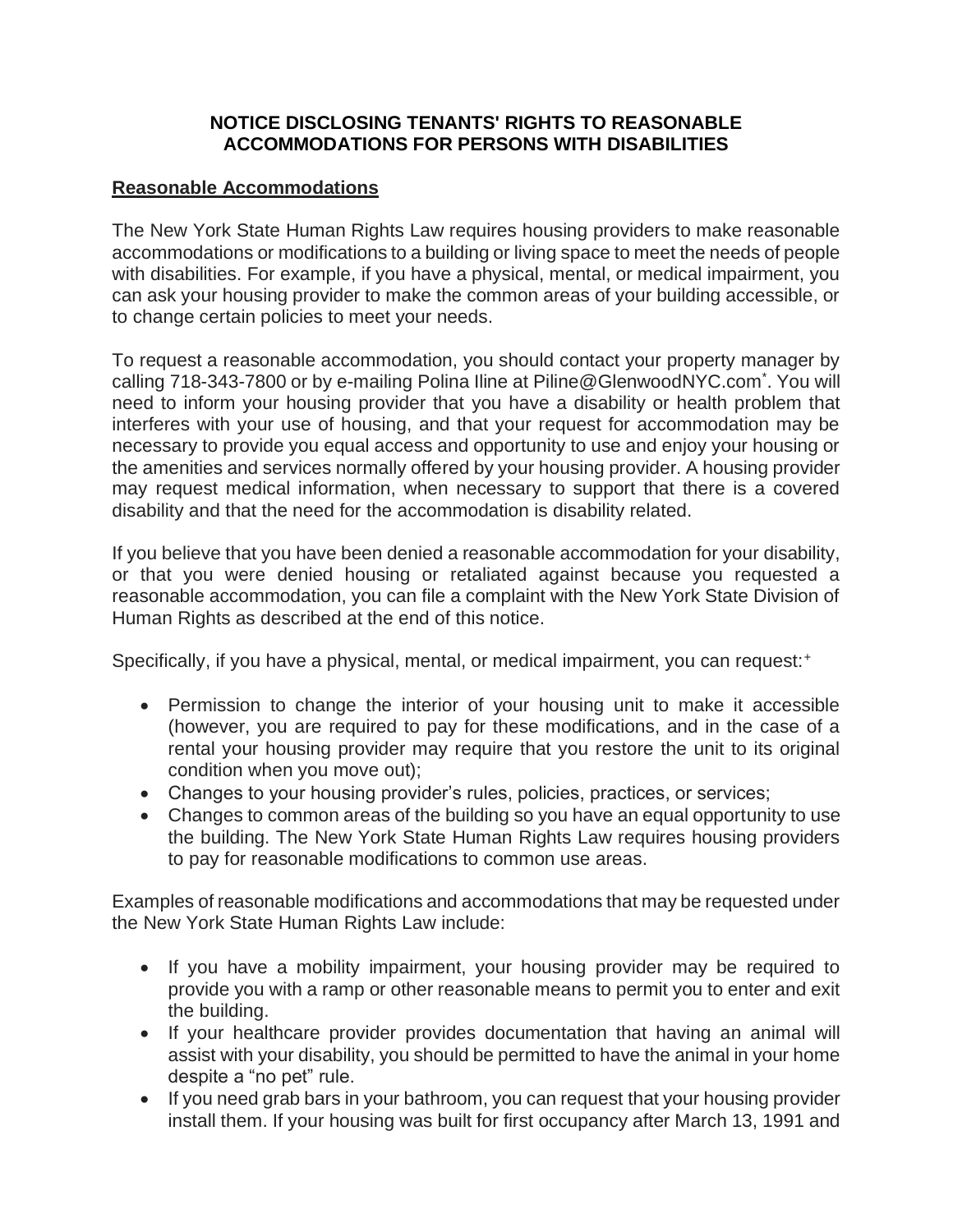# NOTICE DISCLOSING TENANTS' RIGHTS TO REASONABLE ACCOMMODATIONS FOR PERSONS WITH DISABILITIES

## Reasonable Accommodations

The New York State Human Rights Law requires housing providers to make reasonable accommodations or modifications to a building or living space to meet the needs of people with disabilities. For example, if you have a physical, mental, or medical impairment, you can ask your housing provider to make the common areas of your building accessible, or to change certain policies to meet your needs.

To request a reasonable accommodation, you should contact your property manager by calling 718-343-7800 or by e-mailing Polina Iline at Piline@GlenwoodNYC.com[*]. You will need to inform your housing provider that you have a disability or health problem that interferes with your use of housing, and that your request for accommodation may be necessary to provide you equal access and opportunity to use and enjoy your housing or the amenities and services normally offered by your housing provider. A housing provider may request medical information, when necessary to support that there is a covered disability and that the need for the accommodation is disability related.

If you believe that you have been denied a reasonable accommodation for your disability, or that you were denied housing or retaliated against because you requested a reasonable accommodation, you can file a complaint with the New York State Division of Human Rights as described at the end of this notice.

Specifically, if you have a physical, mental, or medical impairment, you can request:[+]

- Permission to change the interior of your housing unit to make it accessible (however, you are required to pay for these modifications, and in the case of a rental your housing provider may require that you restore the unit to its original condition when you move out);
- Changes to your housing provider's rules, policies, practices, or services;
- Changes to common areas of the building so you have an equal opportunity to use the building. The New York State Human Rights Law requires housing providers to pay for reasonable modifications to common use areas.

Examples of reasonable modifications and accommodations that may be requested under the New York State Human Rights Law include:

- If you have a mobility impairment, your housing provider may be required to provide you with a ramp or other reasonable means to permit you to enter and exit the building.
- If your healthcare provider provides documentation that having an animal will assist with your disability, you should be permitted to have the animal in your home despite a "no pet" rule.
- If you need grab bars in your bathroom, you can request that your housing provider install them. If your housing was built for first occupancy after March 13, 1991 and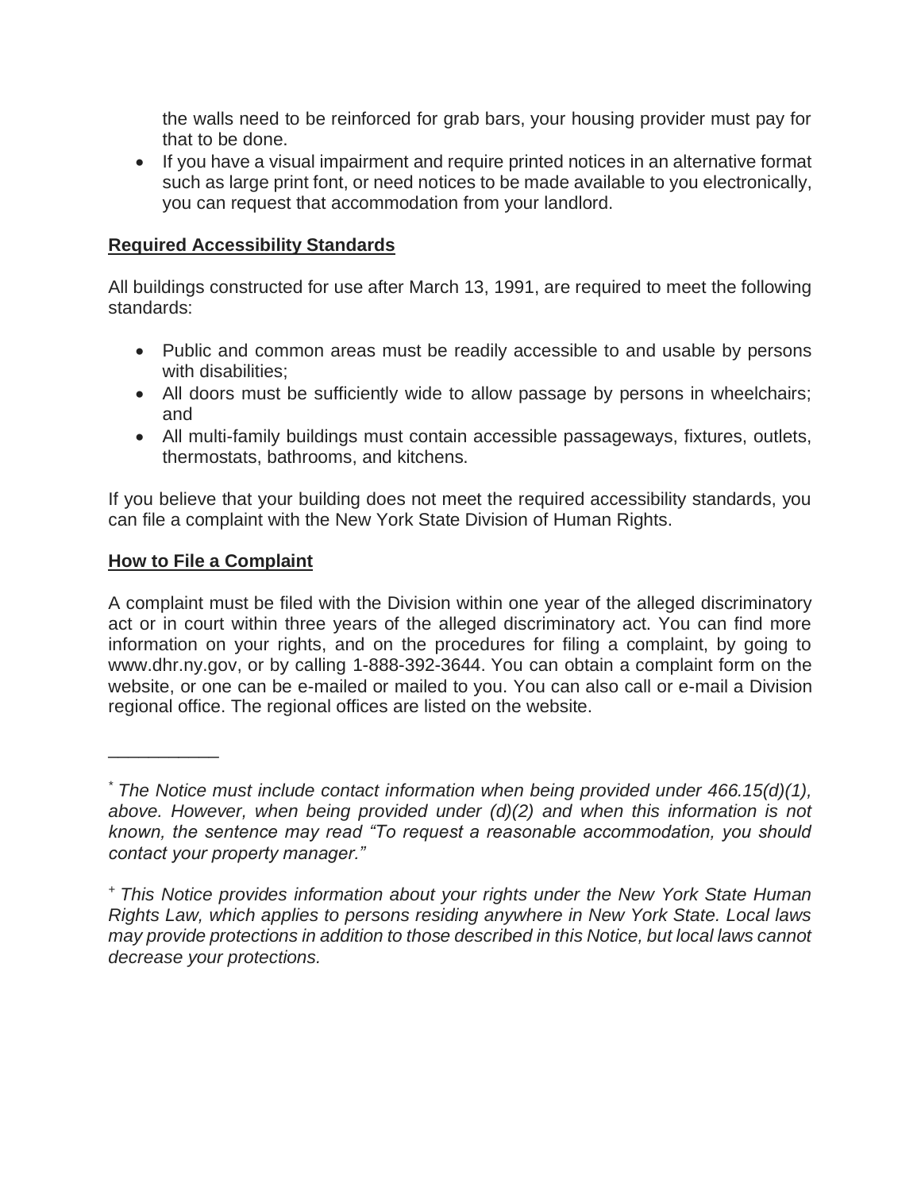the walls need to be reinforced for grab bars, your housing provider must pay for that to be done.

- If you have a visual impairment and require printed notices in an alternative format such as large print font, or need notices to be made available to you electronically, you can request that accommodation from your landlord.

**Required Accessibility Standards**

All buildings constructed for use after March 13, 1991, are required to meet the following standards:

- Public and common areas must be readily accessible to and usable by persons with disabilities;
- All doors must be sufficiently wide to allow passage by persons in wheelchairs; and
- All multi-family buildings must contain accessible passageways, fixtures, outlets, thermostats, bathrooms, and kitchens.

If you believe that your building does not meet the required accessibility standards, you can file a complaint with the New York State Division of Human Rights.

**How to File a Complaint**

A complaint must be filed with the Division within one year of the alleged discriminatory act or in court within three years of the alleged discriminatory act. You can find more information on your rights, and on the procedures for filing a complaint, by going to www.dhr.ny.gov, or by calling 1-888-392-3644. You can obtain a complaint form on the website, or one can be e-mailed or mailed to you. You can also call or e-mail a Division regional office. The regional offices are listed on the website.

---

[*] *The Notice must include contact information when being provided under 466.15(d)(1), above. However, when being provided under (d)(2) and when this information is not known, the sentence may read "To request a reasonable accommodation, you should contact your property manager."*

[+] *This Notice provides information about your rights under the New York State Human Rights Law, which applies to persons residing anywhere in New York State. Local laws may provide protections in addition to those described in this Notice, but local laws cannot decrease your protections.*